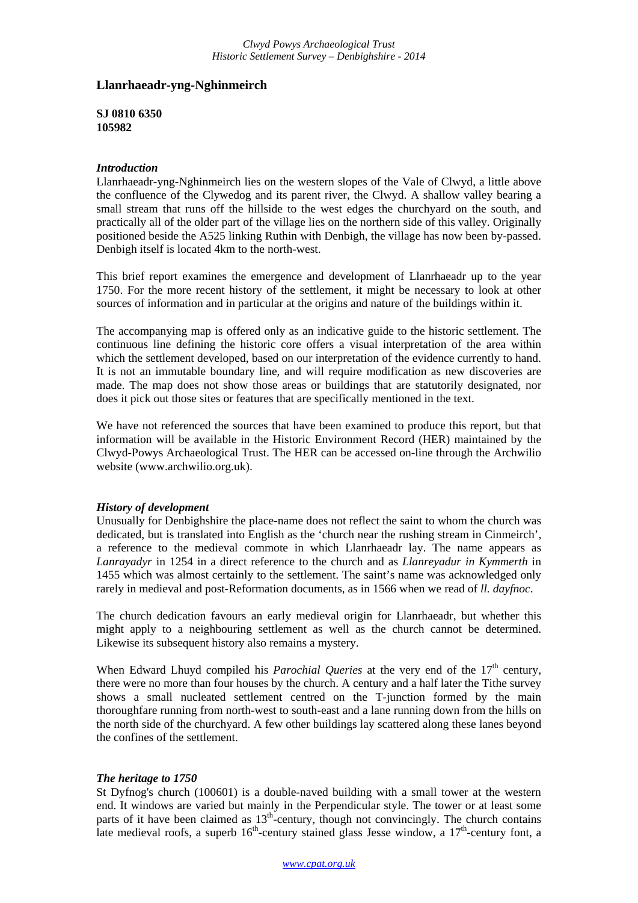# Llanrhaeadr-yng-Nghinmeirch

**SJ 0810 6350**
**105982**

### *Introduction*

Llanrhaeadr-yng-Nghinmeirch lies on the western slopes of the Vale of Clwyd, a little above the confluence of the Clywedog and its parent river, the Clwyd. A shallow valley bearing a small stream that runs off the hillside to the west edges the churchyard on the south, and practically all of the older part of the village lies on the northern side of this valley. Originally positioned beside the A525 linking Ruthin with Denbigh, the village has now been by-passed. Denbigh itself is located 4km to the north-west.

This brief report examines the emergence and development of Llanrhaeadr up to the year 1750. For the more recent history of the settlement, it might be necessary to look at other sources of information and in particular at the origins and nature of the buildings within it.

The accompanying map is offered only as an indicative guide to the historic settlement. The continuous line defining the historic core offers a visual interpretation of the area within which the settlement developed, based on our interpretation of the evidence currently to hand. It is not an immutable boundary line, and will require modification as new discoveries are made. The map does not show those areas or buildings that are statutorily designated, nor does it pick out those sites or features that are specifically mentioned in the text.

We have not referenced the sources that have been examined to produce this report, but that information will be available in the Historic Environment Record (HER) maintained by the Clwyd-Powys Archaeological Trust. The HER can be accessed on-line through the Archwilio website (www.archwilio.org.uk).

### *History of development*

Unusually for Denbighshire the place-name does not reflect the saint to whom the church was dedicated, but is translated into English as the 'church near the rushing stream in Cinmeirch', a reference to the medieval commote in which Llanrhaeadr lay. The name appears as *Lanrayadyr* in 1254 in a direct reference to the church and as *Llanreyadur in Kymmerth* in 1455 which was almost certainly to the settlement. The saint's name was acknowledged only rarely in medieval and post-Reformation documents, as in 1566 when we read of *ll. dayfnoc*.

The church dedication favours an early medieval origin for Llanrhaeadr, but whether this might apply to a neighbouring settlement as well as the church cannot be determined. Likewise its subsequent history also remains a mystery.

When Edward Lhuyd compiled his *Parochial Queries* at the very end of the 17th century, there were no more than four houses by the church. A century and a half later the Tithe survey shows a small nucleated settlement centred on the T-junction formed by the main thoroughfare running from north-west to south-east and a lane running down from the hills on the north side of the churchyard. A few other buildings lay scattered along these lanes beyond the confines of the settlement.

### *The heritage to 1750*

St Dyfnog's church (100601) is a double-naved building with a small tower at the western end. It windows are varied but mainly in the Perpendicular style. The tower or at least some parts of it have been claimed as 13th-century, though not convincingly. The church contains late medieval roofs, a superb 16th-century stained glass Jesse window, a 17th-century font, a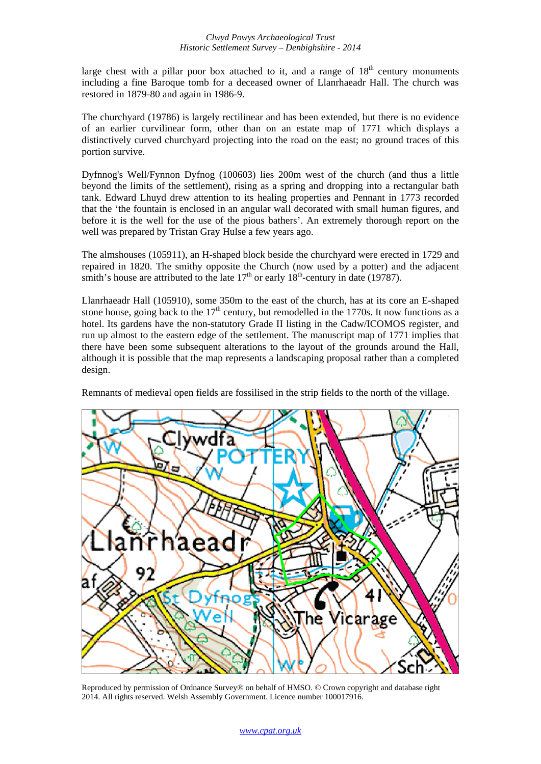large chest with a pillar poor box attached to it, and a range of 18th century monuments including a fine Baroque tomb for a deceased owner of Llanrhaeadr Hall. The church was restored in 1879-80 and again in 1986-9.

The churchyard (19786) is largely rectilinear and has been extended, but there is no evidence of an earlier curvilinear form, other than on an estate map of 1771 which displays a distinctively curved churchyard projecting into the road on the east; no ground traces of this portion survive.

Dyfnnog's Well/Fynnon Dyfnog (100603) lies 200m west of the church (and thus a little beyond the limits of the settlement), rising as a spring and dropping into a rectangular bath tank. Edward Lhuyd drew attention to its healing properties and Pennant in 1773 recorded that the 'the fountain is enclosed in an angular wall decorated with small human figures, and before it is the well for the use of the pious bathers'. An extremely thorough report on the well was prepared by Tristan Gray Hulse a few years ago.

The almshouses (105911), an H-shaped block beside the churchyard were erected in 1729 and repaired in 1820. The smithy opposite the Church (now used by a potter) and the adjacent smith's house are attributed to the late 17th or early 18th-century in date (19787).

Llanrhaeadr Hall (105910), some 350m to the east of the church, has at its core an E-shaped stone house, going back to the 17th century, but remodelled in the 1770s. It now functions as a hotel. Its gardens have the non-statutory Grade II listing in the Cadw/ICOMOS register, and run up almost to the eastern edge of the settlement. The manuscript map of 1771 implies that there have been some subsequent alterations to the layout of the grounds around the Hall, although it is possible that the map represents a landscaping proposal rather than a completed design.

Remnants of medieval open fields are fossilised in the strip fields to the north of the village.

Clywdfa
POTTERY
Llanrhaeadr
92
St Dyfnogs Well
41
The Vicarage
Sch

Reproduced by permission of Ordnance Survey® on behalf of HMSO. © Crown copyright and database right 2014. All rights reserved. Welsh Assembly Government. Licence number 100017916.